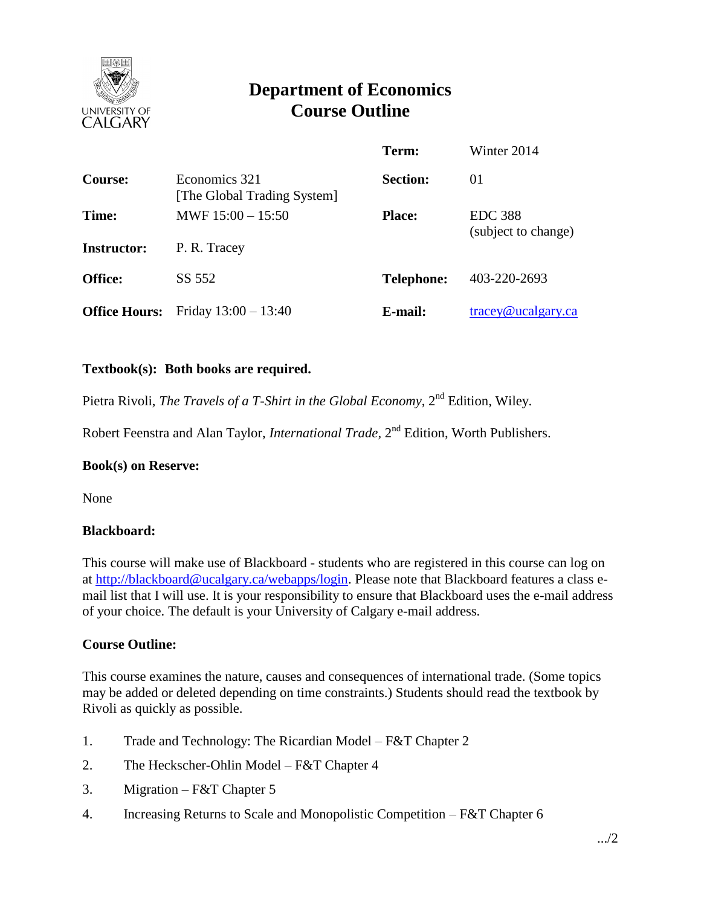# Department of Economics
# Course Outline

| | | | |
|---|---|---|---|
| | | **Term:** | Winter 2014 |
| **Course:** | Economics 321 [The Global Trading System] | **Section:** | 01 |
| **Time:** | MWF 15:00 – 15:50 | **Place:** | EDC 388 (subject to change) |
| **Instructor:** | P. R. Tracey | | |
| **Office:** | SS 552 | **Telephone:** | 403-220-2693 |
| **Office Hours:** | Friday 13:00 – 13:40 | **E-mail:** | tracey@ucalgary.ca |

**Textbook(s): Both books are required.**

Pietra Rivoli, *The Travels of a T-Shirt in the Global Economy*, 2nd Edition, Wiley.

Robert Feenstra and Alan Taylor, *International Trade*, 2nd Edition, Worth Publishers.

**Book(s) on Reserve:**

None

**Blackboard:**

This course will make use of Blackboard - students who are registered in this course can log on at http://blackboard@ucalgary.ca/webapps/login. Please note that Blackboard features a class e-mail list that I will use. It is your responsibility to ensure that Blackboard uses the e-mail address of your choice. The default is your University of Calgary e-mail address.

**Course Outline:**

This course examines the nature, causes and consequences of international trade. (Some topics may be added or deleted depending on time constraints.) Students should read the textbook by Rivoli as quickly as possible.

1. Trade and Technology: The Ricardian Model – F&T Chapter 2
2. The Heckscher-Ohlin Model – F&T Chapter 4
3. Migration – F&T Chapter 5
4. Increasing Returns to Scale and Monopolistic Competition – F&T Chapter 6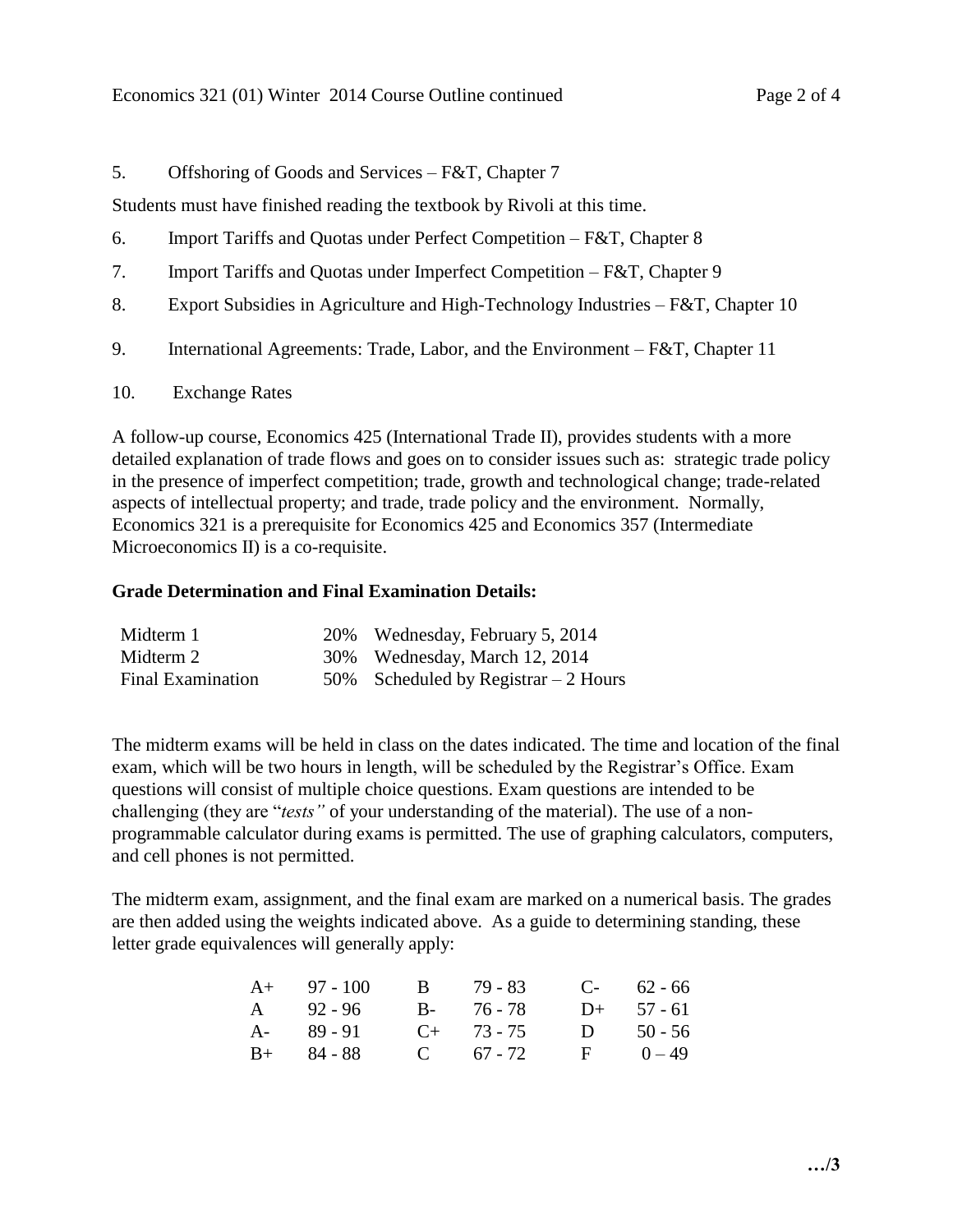5. Offshoring of Goods and Services – F&T, Chapter 7

Students must have finished reading the textbook by Rivoli at this time.

6. Import Tariffs and Quotas under Perfect Competition – F&T, Chapter 8
7. Import Tariffs and Quotas under Imperfect Competition – F&T, Chapter 9
8. Export Subsidies in Agriculture and High-Technology Industries – F&T, Chapter 10
9. International Agreements: Trade, Labor, and the Environment – F&T, Chapter 11
10. Exchange Rates

A follow-up course, Economics 425 (International Trade II), provides students with a more detailed explanation of trade flows and goes on to consider issues such as: strategic trade policy in the presence of imperfect competition; trade, growth and technological change; trade-related aspects of intellectual property; and trade, trade policy and the environment. Normally, Economics 321 is a prerequisite for Economics 425 and Economics 357 (Intermediate Microeconomics II) is a co-requisite.

**Grade Determination and Final Examination Details:**

| | | |
|---|---|---|
| Midterm 1 | 20% | Wednesday, February 5, 2014 |
| Midterm 2 | 30% | Wednesday, March 12, 2014 |
| Final Examination | 50% | Scheduled by Registrar – 2 Hours |

The midterm exams will be held in class on the dates indicated. The time and location of the final exam, which will be two hours in length, will be scheduled by the Registrar's Office. Exam questions will consist of multiple choice questions. Exam questions are intended to be challenging (they are "*tests"* of your understanding of the material). The use of a non-programmable calculator during exams is permitted. The use of graphing calculators, computers, and cell phones is not permitted.

The midterm exam, assignment, and the final exam are marked on a numerical basis. The grades are then added using the weights indicated above. As a guide to determining standing, these letter grade equivalences will generally apply:

| | | | | | |
|---|---|---|---|---|---|
| A+ | 97 - 100 | B | 79 - 83 | C- | 62 - 66 |
| A | 92 - 96 | B- | 76 - 78 | D+ | 57 - 61 |
| A- | 89 - 91 | C+ | 73 - 75 | D | 50 - 56 |
| B+ | 84 - 88 | C | 67 - 72 | F | 0 – 49 |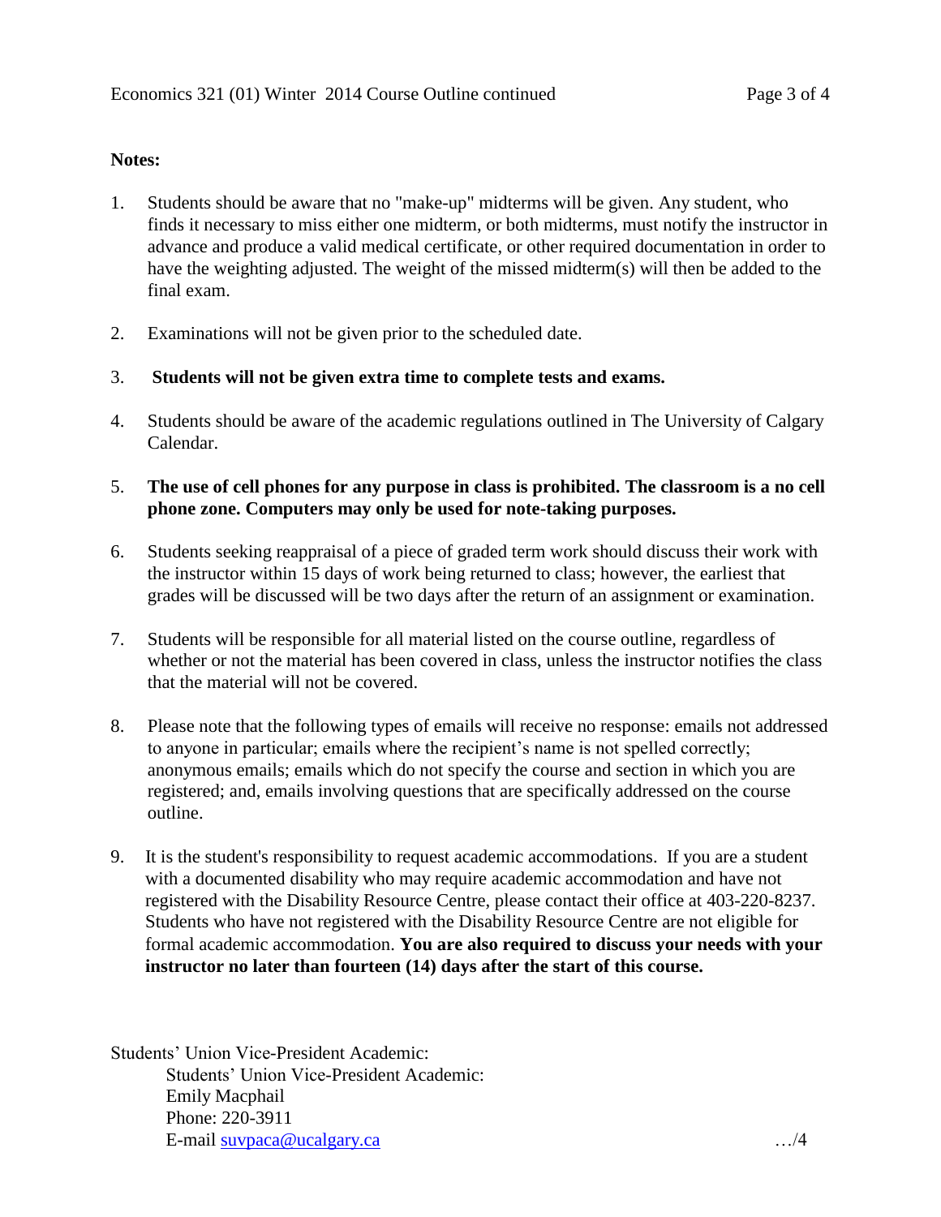**Notes:**

1. Students should be aware that no "make-up" midterms will be given. Any student, who finds it necessary to miss either one midterm, or both midterms, must notify the instructor in advance and produce a valid medical certificate, or other required documentation in order to have the weighting adjusted. The weight of the missed midterm(s) will then be added to the final exam.

2. Examinations will not be given prior to the scheduled date.

3. **Students will not be given extra time to complete tests and exams.**

4. Students should be aware of the academic regulations outlined in The University of Calgary Calendar.

5. **The use of cell phones for any purpose in class is prohibited. The classroom is a no cell phone zone. Computers may only be used for note-taking purposes.**

6. Students seeking reappraisal of a piece of graded term work should discuss their work with the instructor within 15 days of work being returned to class; however, the earliest that grades will be discussed will be two days after the return of an assignment or examination.

7. Students will be responsible for all material listed on the course outline, regardless of whether or not the material has been covered in class, unless the instructor notifies the class that the material will not be covered.

8. Please note that the following types of emails will receive no response: emails not addressed to anyone in particular; emails where the recipient's name is not spelled correctly; anonymous emails; emails which do not specify the course and section in which you are registered; and, emails involving questions that are specifically addressed on the course outline.

9. It is the student's responsibility to request academic accommodations. If you are a student with a documented disability who may require academic accommodation and have not registered with the Disability Resource Centre, please contact their office at 403-220-8237. Students who have not registered with the Disability Resource Centre are not eligible for formal academic accommodation. **You are also required to discuss your needs with your instructor no later than fourteen (14) days after the start of this course.**

Students' Union Vice-President Academic:

Students' Union Vice-President Academic:
Emily Macphail
Phone: 220-3911
E-mail suvpaca@ucalgary.ca

…/4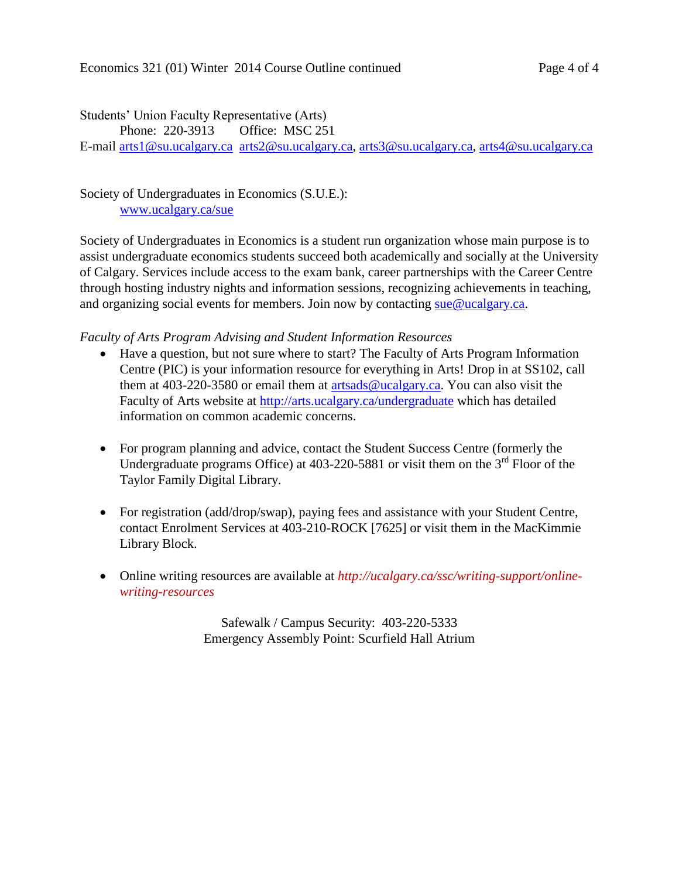Students' Union Faculty Representative (Arts)
Phone: 220-3913 Office: MSC 251
E-mail arts1@su.ucalgary.ca arts2@su.ucalgary.ca, arts3@su.ucalgary.ca, arts4@su.ucalgary.ca

Society of Undergraduates in Economics (S.U.E.):
www.ucalgary.ca/sue

Society of Undergraduates in Economics is a student run organization whose main purpose is to assist undergraduate economics students succeed both academically and socially at the University of Calgary. Services include access to the exam bank, career partnerships with the Career Centre through hosting industry nights and information sessions, recognizing achievements in teaching, and organizing social events for members. Join now by contacting sue@ucalgary.ca.

*Faculty of Arts Program Advising and Student Information Resources*

- Have a question, but not sure where to start? The Faculty of Arts Program Information Centre (PIC) is your information resource for everything in Arts! Drop in at SS102, call them at 403-220-3580 or email them at artsads@ucalgary.ca. You can also visit the Faculty of Arts website at http://arts.ucalgary.ca/undergraduate which has detailed information on common academic concerns.

- For program planning and advice, contact the Student Success Centre (formerly the Undergraduate programs Office) at 403-220-5881 or visit them on the 3rd Floor of the Taylor Family Digital Library.

- For registration (add/drop/swap), paying fees and assistance with your Student Centre, contact Enrolment Services at 403-210-ROCK [7625] or visit them in the MacKimmie Library Block.

- Online writing resources are available at *http://ucalgary.ca/ssc/writing-support/online-writing-resources*

Safewalk / Campus Security: 403-220-5333
Emergency Assembly Point: Scurfield Hall Atrium